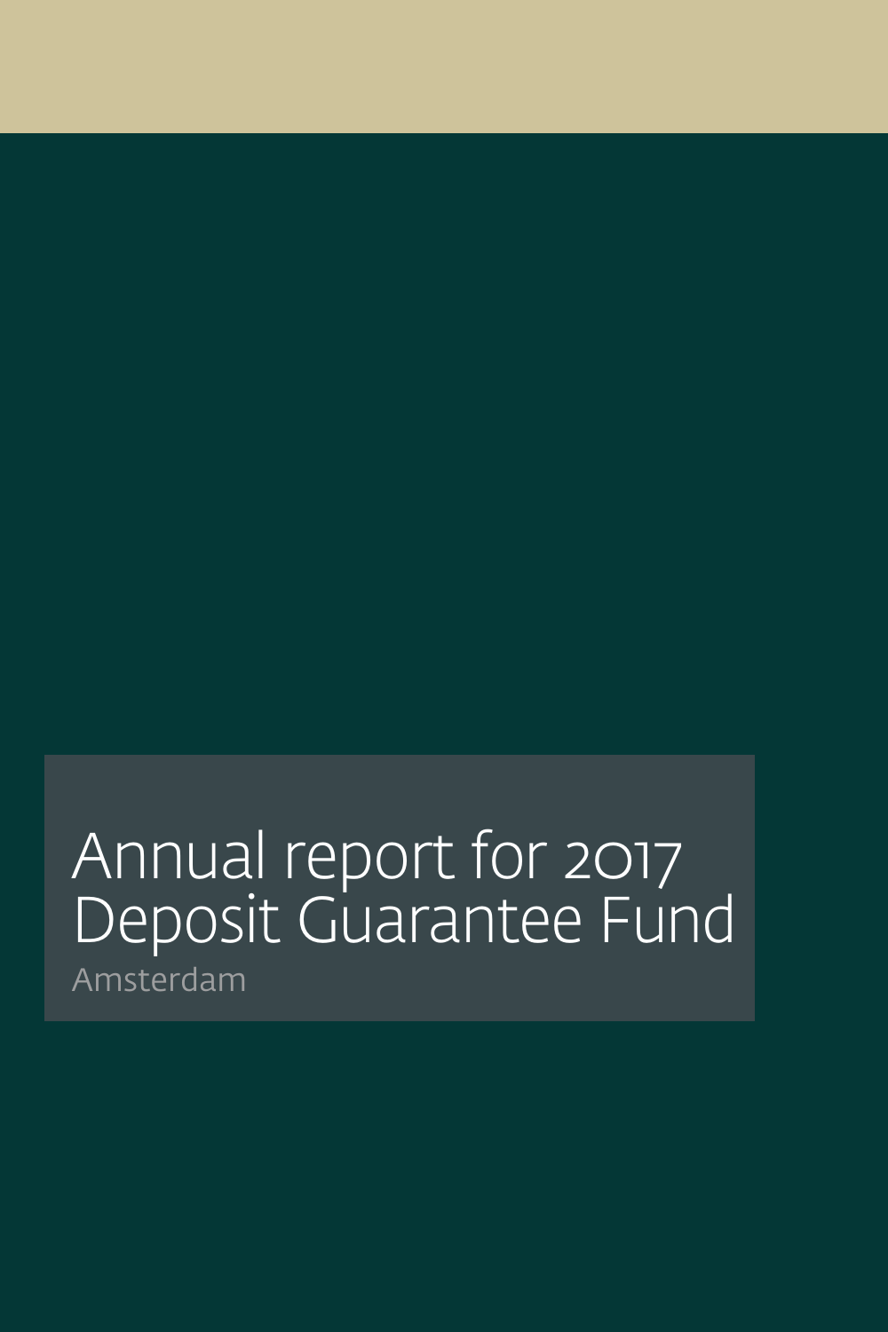# Annual report for 2017 Deposit Guarantee Fund

Amsterdam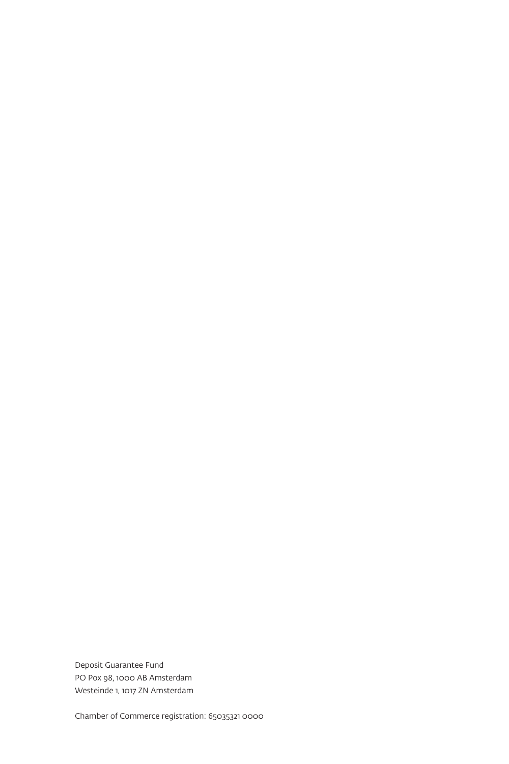Deposit Guarantee Fund
PO Pox 98, 1000 AB Amsterdam
Westeinde 1, 1017 ZN Amsterdam

Chamber of Commerce registration: 65035321 0000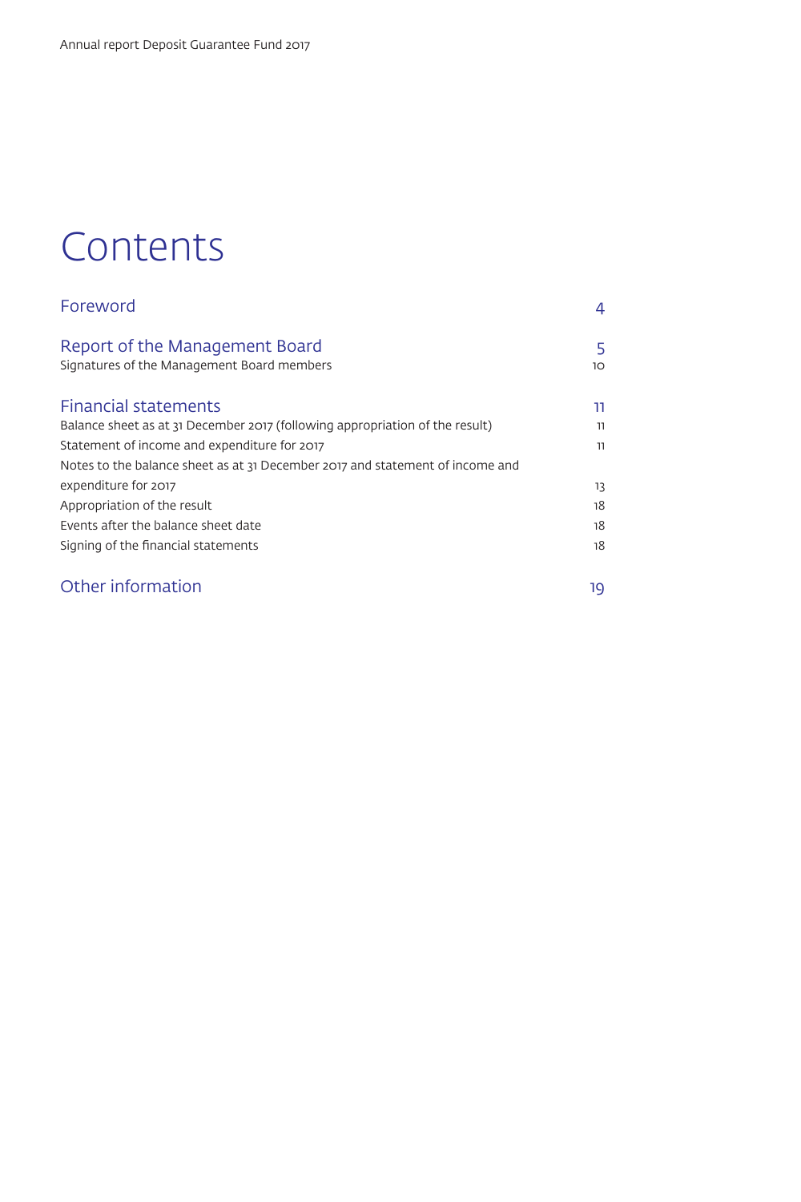# Contents

| | |
|---|---|
| **Foreword** | **4** |
| **Report of the Management Board** | **5** |
| Signatures of the Management Board members | 10 |
| **Financial statements** | **11** |
| Balance sheet as at 31 December 2017 (following appropriation of the result) | 11 |
| Statement of income and expenditure for 2017 | 11 |
| Notes to the balance sheet as at 31 December 2017 and statement of income and expenditure for 2017 | 13 |
| Appropriation of the result | 18 |
| Events after the balance sheet date | 18 |
| Signing of the financial statements | 18 |
| **Other information** | **19** |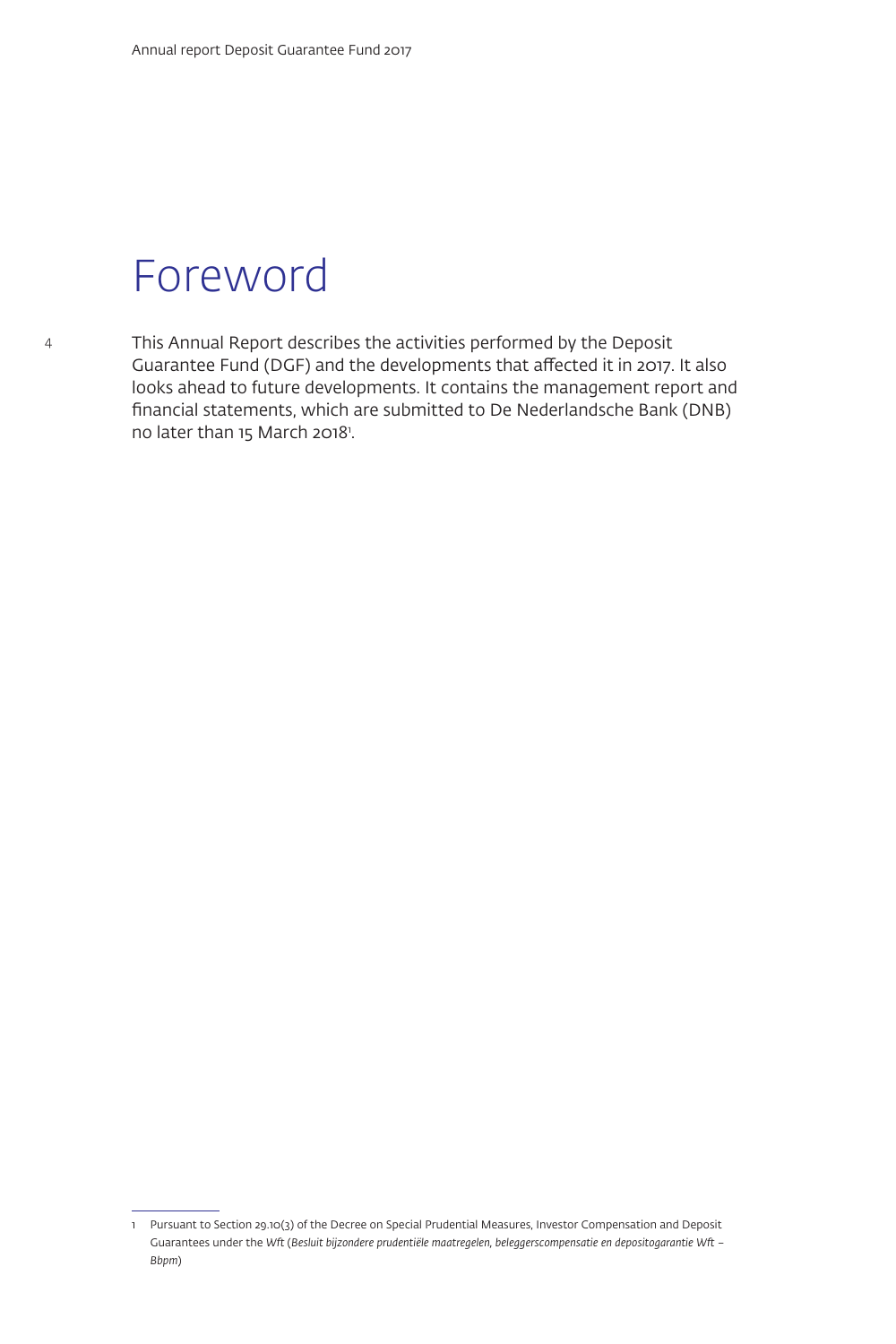# Foreword

This Annual Report describes the activities performed by the Deposit Guarantee Fund (DGF) and the developments that affected it in 2017. It also looks ahead to future developments. It contains the management report and financial statements, which are submitted to De Nederlandsche Bank (DNB) no later than 15 March 2018[1].

1 Pursuant to Section 29.10(3) of the Decree on Special Prudential Measures, Investor Compensation and Deposit Guarantees under the *Wft* (*Besluit bijzondere prudentiële maatregelen, beleggerscompensatie en depositogarantie Wft – Bbpm*)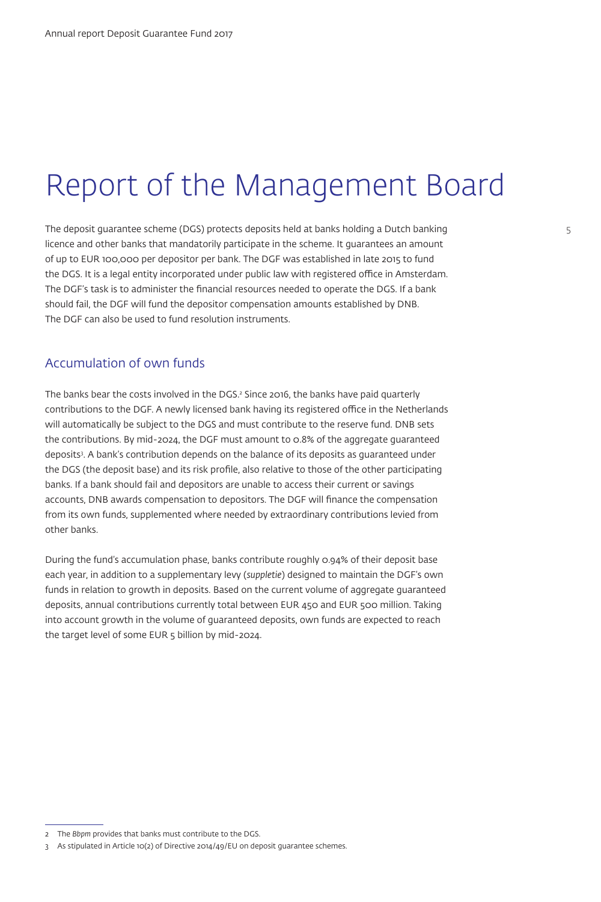# Report of the Management Board

The deposit guarantee scheme (DGS) protects deposits held at banks holding a Dutch banking licence and other banks that mandatorily participate in the scheme. It guarantees an amount of up to EUR 100,000 per depositor per bank. The DGF was established in late 2015 to fund the DGS. It is a legal entity incorporated under public law with registered office in Amsterdam. The DGF's task is to administer the financial resources needed to operate the DGS. If a bank should fail, the DGF will fund the depositor compensation amounts established by DNB. The DGF can also be used to fund resolution instruments.

## Accumulation of own funds

The banks bear the costs involved in the DGS.[2] Since 2016, the banks have paid quarterly contributions to the DGF. A newly licensed bank having its registered office in the Netherlands will automatically be subject to the DGS and must contribute to the reserve fund. DNB sets the contributions. By mid-2024, the DGF must amount to 0.8% of the aggregate guaranteed deposits[3]. A bank's contribution depends on the balance of its deposits as guaranteed under the DGS (the deposit base) and its risk profile, also relative to those of the other participating banks. If a bank should fail and depositors are unable to access their current or savings accounts, DNB awards compensation to depositors. The DGF will finance the compensation from its own funds, supplemented where needed by extraordinary contributions levied from other banks.

During the fund's accumulation phase, banks contribute roughly 0.94% of their deposit base each year, in addition to a supplementary levy (*suppletie*) designed to maintain the DGF's own funds in relation to growth in deposits. Based on the current volume of aggregate guaranteed deposits, annual contributions currently total between EUR 450 and EUR 500 million. Taking into account growth in the volume of guaranteed deposits, own funds are expected to reach the target level of some EUR 5 billion by mid-2024.

---

2 The *Bbpm* provides that banks must contribute to the DGS.

3 As stipulated in Article 10(2) of Directive 2014/49/EU on deposit guarantee schemes.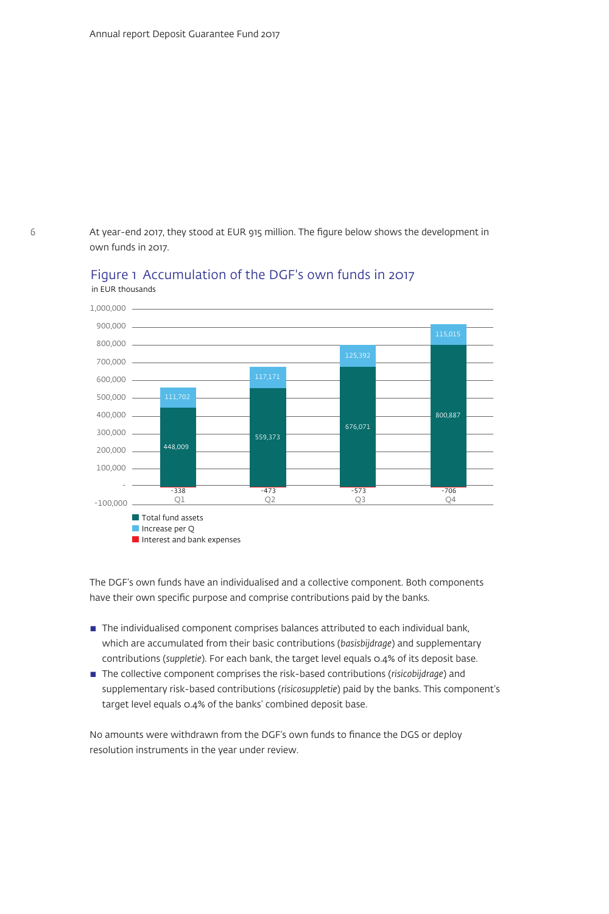At year-end 2017, they stood at EUR 915 million. The figure below shows the development in own funds in 2017.

Figure 1 Accumulation of the DGF's own funds in 2017
in EUR thousands

| | Q1 | Q2 | Q3 | Q4 |
|---|---|---|---|---|
| Total fund assets | 448,009 | 559,373 | 676,071 | 800,887 |
| Increase per Q | 111,702 | 117,171 | 125,392 | 115,015 |
| Interest and bank expenses | -338 | -473 | -573 | -706 |

The DGF's own funds have an individualised and a collective component. Both components have their own specific purpose and comprise contributions paid by the banks.

- The individualised component comprises balances attributed to each individual bank, which are accumulated from their basic contributions (*basisbijdrage*) and supplementary contributions (*suppletie*). For each bank, the target level equals 0.4% of its deposit base.
- The collective component comprises the risk-based contributions (*risicobijdrage*) and supplementary risk-based contributions (*risicosuppletie*) paid by the banks. This component's target level equals 0.4% of the banks' combined deposit base.

No amounts were withdrawn from the DGF's own funds to finance the DGS or deploy resolution instruments in the year under review.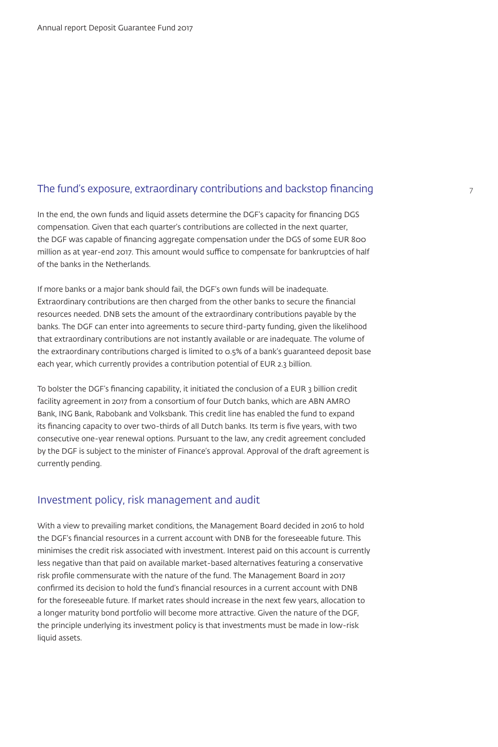## The fund's exposure, extraordinary contributions and backstop financing

In the end, the own funds and liquid assets determine the DGF's capacity for financing DGS compensation. Given that each quarter's contributions are collected in the next quarter, the DGF was capable of financing aggregate compensation under the DGS of some EUR 800 million as at year-end 2017. This amount would suffice to compensate for bankruptcies of half of the banks in the Netherlands.

If more banks or a major bank should fail, the DGF's own funds will be inadequate. Extraordinary contributions are then charged from the other banks to secure the financial resources needed. DNB sets the amount of the extraordinary contributions payable by the banks. The DGF can enter into agreements to secure third-party funding, given the likelihood that extraordinary contributions are not instantly available or are inadequate. The volume of the extraordinary contributions charged is limited to 0.5% of a bank's guaranteed deposit base each year, which currently provides a contribution potential of EUR 2.3 billion.

To bolster the DGF's financing capability, it initiated the conclusion of a EUR 3 billion credit facility agreement in 2017 from a consortium of four Dutch banks, which are ABN AMRO Bank, ING Bank, Rabobank and Volksbank. This credit line has enabled the fund to expand its financing capacity to over two-thirds of all Dutch banks. Its term is five years, with two consecutive one-year renewal options. Pursuant to the law, any credit agreement concluded by the DGF is subject to the minister of Finance's approval. Approval of the draft agreement is currently pending.

## Investment policy, risk management and audit

With a view to prevailing market conditions, the Management Board decided in 2016 to hold the DGF's financial resources in a current account with DNB for the foreseeable future. This minimises the credit risk associated with investment. Interest paid on this account is currently less negative than that paid on available market-based alternatives featuring a conservative risk profile commensurate with the nature of the fund. The Management Board in 2017 confirmed its decision to hold the fund's financial resources in a current account with DNB for the foreseeable future. If market rates should increase in the next few years, allocation to a longer maturity bond portfolio will become more attractive. Given the nature of the DGF, the principle underlying its investment policy is that investments must be made in low-risk liquid assets.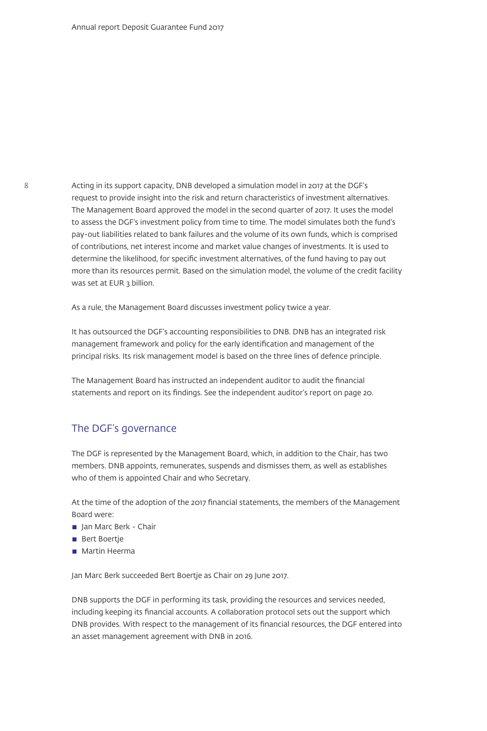Acting in its support capacity, DNB developed a simulation model in 2017 at the DGF's request to provide insight into the risk and return characteristics of investment alternatives. The Management Board approved the model in the second quarter of 2017. It uses the model to assess the DGF's investment policy from time to time. The model simulates both the fund's pay-out liabilities related to bank failures and the volume of its own funds, which is comprised of contributions, net interest income and market value changes of investments. It is used to determine the likelihood, for specific investment alternatives, of the fund having to pay out more than its resources permit. Based on the simulation model, the volume of the credit facility was set at EUR 3 billion.

As a rule, the Management Board discusses investment policy twice a year.

It has outsourced the DGF's accounting responsibilities to DNB. DNB has an integrated risk management framework and policy for the early identification and management of the principal risks. Its risk management model is based on the three lines of defence principle.

The Management Board has instructed an independent auditor to audit the financial statements and report on its findings. See the independent auditor's report on page 20.

## The DGF's governance

The DGF is represented by the Management Board, which, in addition to the Chair, has two members. DNB appoints, remunerates, suspends and dismisses them, as well as establishes who of them is appointed Chair and who Secretary.

At the time of the adoption of the 2017 financial statements, the members of the Management Board were:

- Jan Marc Berk - Chair
- Bert Boertje
- Martin Heerma

Jan Marc Berk succeeded Bert Boertje as Chair on 29 June 2017.

DNB supports the DGF in performing its task, providing the resources and services needed, including keeping its financial accounts. A collaboration protocol sets out the support which DNB provides. With respect to the management of its financial resources, the DGF entered into an asset management agreement with DNB in 2016.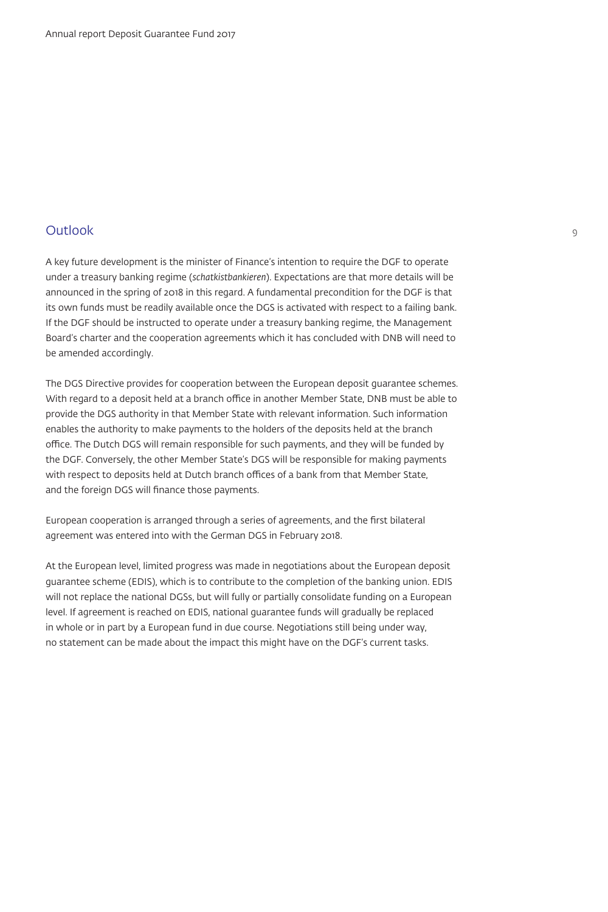## Outlook

A key future development is the minister of Finance's intention to require the DGF to operate under a treasury banking regime (*schatkistbankieren*). Expectations are that more details will be announced in the spring of 2018 in this regard. A fundamental precondition for the DGF is that its own funds must be readily available once the DGS is activated with respect to a failing bank. If the DGF should be instructed to operate under a treasury banking regime, the Management Board's charter and the cooperation agreements which it has concluded with DNB will need to be amended accordingly.

The DGS Directive provides for cooperation between the European deposit guarantee schemes. With regard to a deposit held at a branch office in another Member State, DNB must be able to provide the DGS authority in that Member State with relevant information. Such information enables the authority to make payments to the holders of the deposits held at the branch office. The Dutch DGS will remain responsible for such payments, and they will be funded by the DGF. Conversely, the other Member State's DGS will be responsible for making payments with respect to deposits held at Dutch branch offices of a bank from that Member State, and the foreign DGS will finance those payments.

European cooperation is arranged through a series of agreements, and the first bilateral agreement was entered into with the German DGS in February 2018.

At the European level, limited progress was made in negotiations about the European deposit guarantee scheme (EDIS), which is to contribute to the completion of the banking union. EDIS will not replace the national DGSs, but will fully or partially consolidate funding on a European level. If agreement is reached on EDIS, national guarantee funds will gradually be replaced in whole or in part by a European fund in due course. Negotiations still being under way, no statement can be made about the impact this might have on the DGF's current tasks.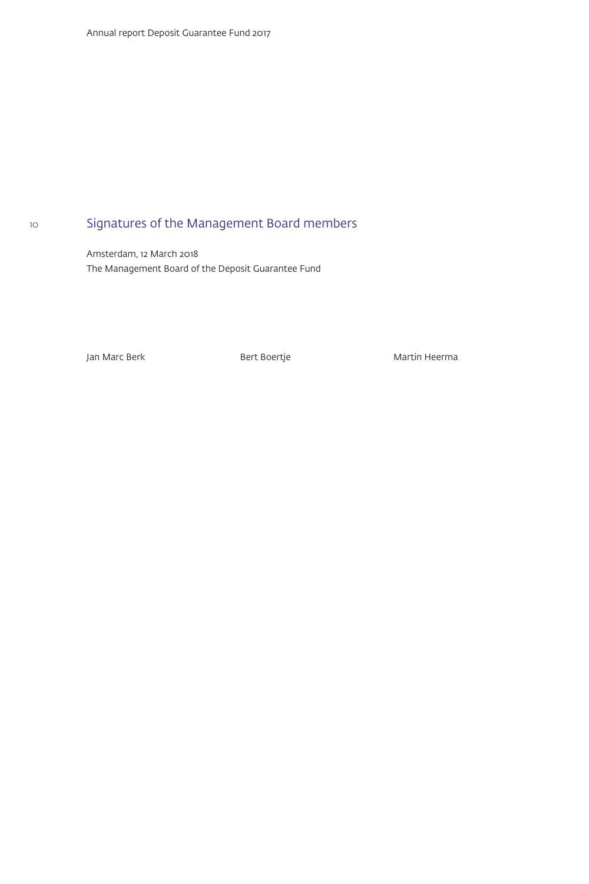## Signatures of the Management Board members

Amsterdam, 12 March 2018
The Management Board of the Deposit Guarantee Fund

Jan Marc Berk Bert Boertje Martin Heerma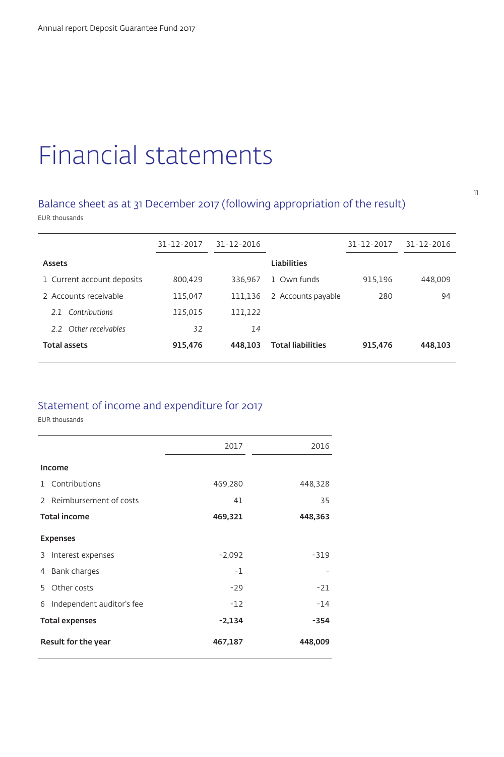# Financial statements

## Balance sheet as at 31 December 2017 (following appropriation of the result)

EUR thousands

| | 31-12-2017 | 31-12-2016 | | 31-12-2017 | 31-12-2016 |
|---|---|---|---|---|---|
| **Assets** | | | **Liabilities** | | |
| 1 Current account deposits | 800,429 | 336,967 | 1 Own funds | 915,196 | 448,009 |
| 2 Accounts receivable | 115,047 | 111,136 | 2 Accounts payable | 280 | 94 |
| *2.1 Contributions* | *115,015* | *111,122* | | | |
| *2.2 Other receivables* | *32* | *14* | | | |
| **Total assets** | **915,476** | **448,103** | **Total liabilities** | **915,476** | **448,103** |

## Statement of income and expenditure for 2017

EUR thousands

| | 2017 | 2016 |
|---|---|---|
| **Income** | | |
| 1 Contributions | 469,280 | 448,328 |
| 2 Reimbursement of costs | 41 | 35 |
| **Total income** | **469,321** | **448,363** |
| **Expenses** | | |
| 3 Interest expenses | -2,092 | -319 |
| 4 Bank charges | -1 | - |
| 5 Other costs | -29 | -21 |
| 6 Independent auditor's fee | -12 | -14 |
| **Total expenses** | **-2,134** | **-354** |
| **Result for the year** | **467,187** | **448,009** |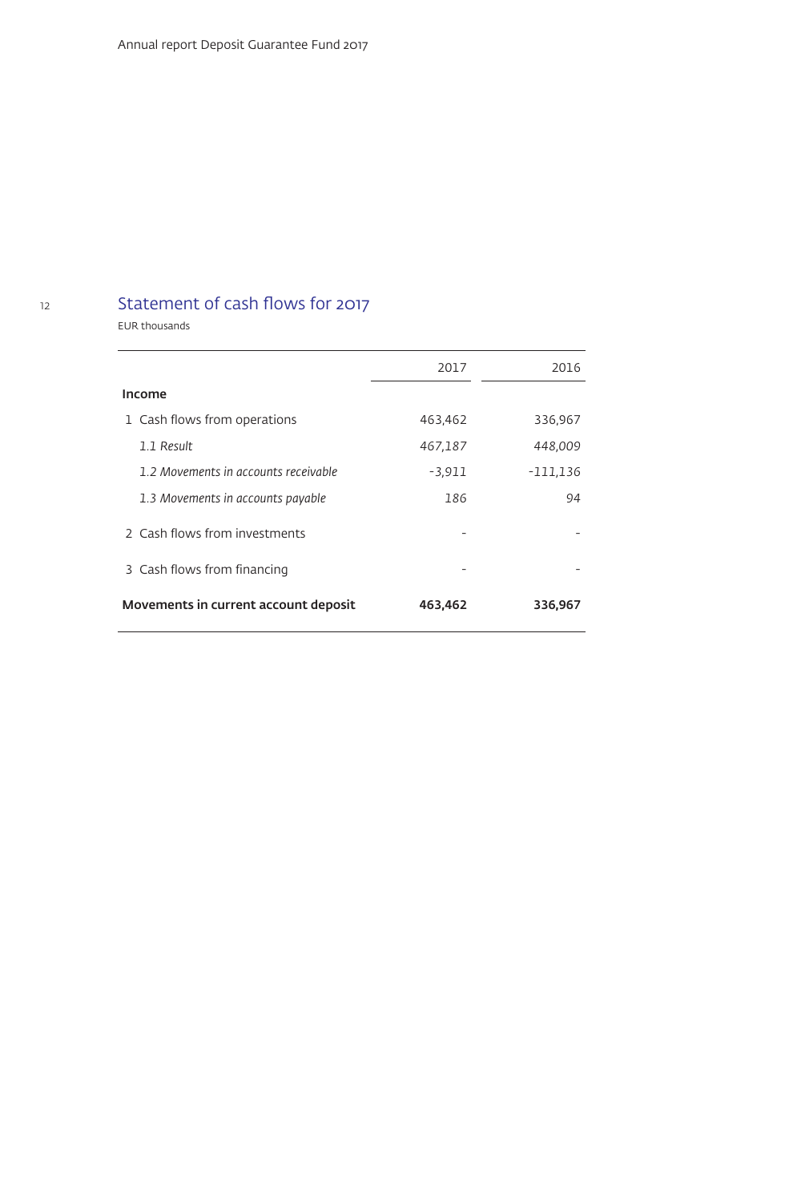## Statement of cash flows for 2017

EUR thousands

| | 2017 | 2016 |
|---|---|---|
| **Income** | | |
| 1 Cash flows from operations | 463,462 | 336,967 |
| *1.1 Result* | *467,187* | *448,009* |
| *1.2 Movements in accounts receivable* | *-3,911* | *-111,136* |
| *1.3 Movements in accounts payable* | *186* | *94* |
| 2 Cash flows from investments | - | - |
| 3 Cash flows from financing | - | - |
| **Movements in current account deposit** | **463,462** | **336,967** |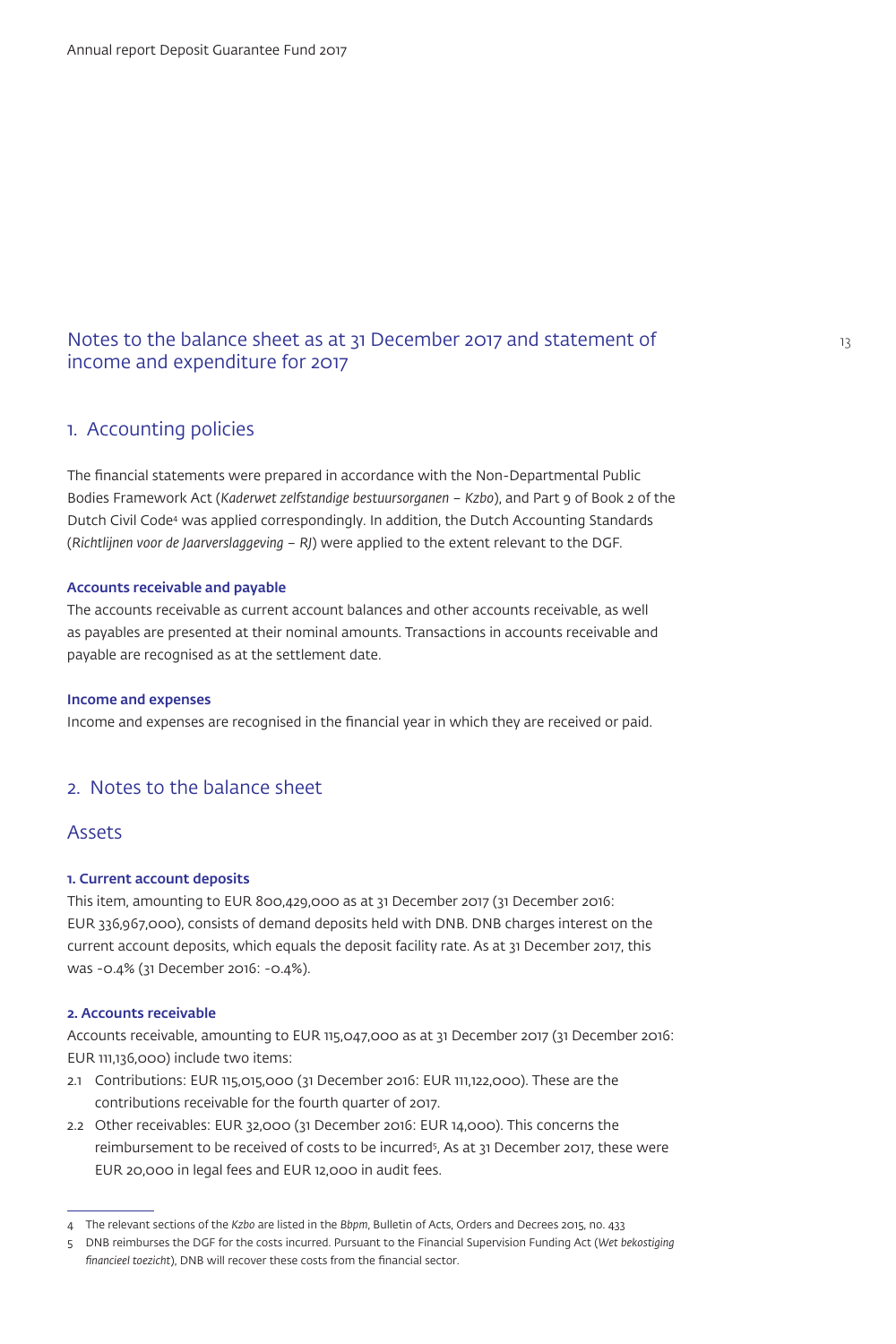# Notes to the balance sheet as at 31 December 2017 and statement of income and expenditure for 2017

## 1. Accounting policies

The financial statements were prepared in accordance with the Non-Departmental Public Bodies Framework Act (*Kaderwet zelfstandige bestuursorganen – Kzbo*), and Part 9 of Book 2 of the Dutch Civil Code[4] was applied correspondingly. In addition, the Dutch Accounting Standards (*Richtlijnen voor de Jaarverslaggeving – RJ*) were applied to the extent relevant to the DGF.

**Accounts receivable and payable**

The accounts receivable as current account balances and other accounts receivable, as well as payables are presented at their nominal amounts. Transactions in accounts receivable and payable are recognised as at the settlement date.

**Income and expenses**

Income and expenses are recognised in the financial year in which they are received or paid.

## 2. Notes to the balance sheet

### Assets

**1. Current account deposits**

This item, amounting to EUR 800,429,000 as at 31 December 2017 (31 December 2016: EUR 336,967,000), consists of demand deposits held with DNB. DNB charges interest on the current account deposits, which equals the deposit facility rate. As at 31 December 2017, this was -0.4% (31 December 2016: -0.4%).

**2. Accounts receivable**

Accounts receivable, amounting to EUR 115,047,000 as at 31 December 2017 (31 December 2016: EUR 111,136,000) include two items:

2.1 Contributions: EUR 115,015,000 (31 December 2016: EUR 111,122,000). These are the contributions receivable for the fourth quarter of 2017.

2.2 Other receivables: EUR 32,000 (31 December 2016: EUR 14,000). This concerns the reimbursement to be received of costs to be incurred[5], As at 31 December 2017, these were EUR 20,000 in legal fees and EUR 12,000 in audit fees.

---

4 The relevant sections of the *Kzbo* are listed in the *Bbpm*, Bulletin of Acts, Orders and Decrees 2015, no. 433

5 DNB reimburses the DGF for the costs incurred. Pursuant to the Financial Supervision Funding Act (*Wet bekostiging financieel toezicht*), DNB will recover these costs from the financial sector.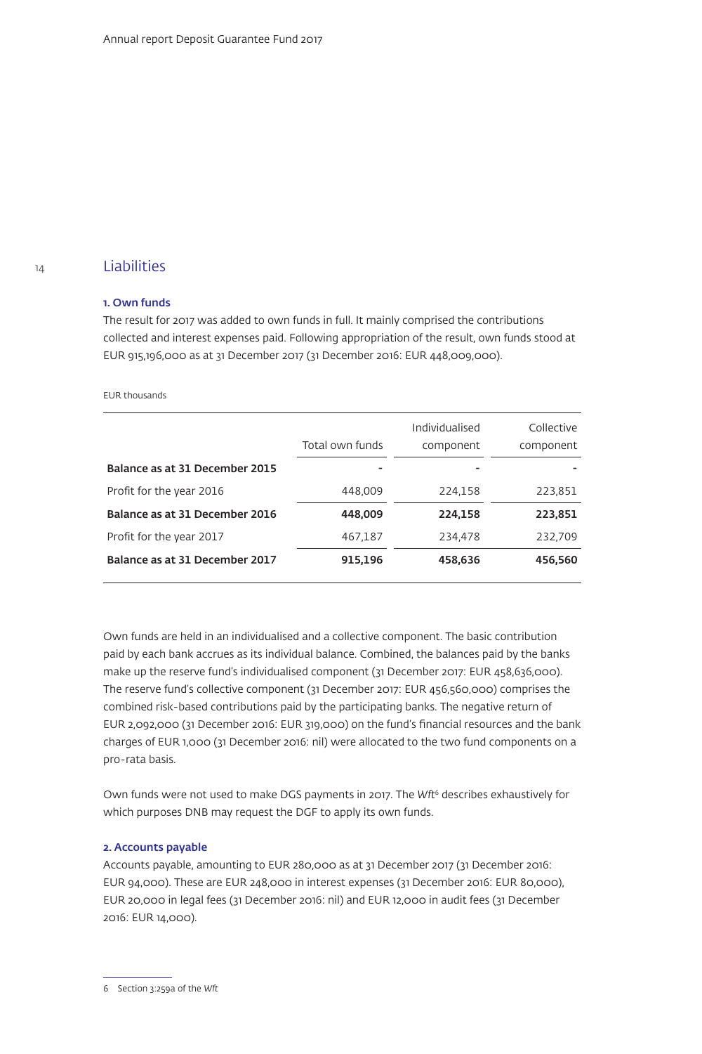## Liabilities

### 1. Own funds

The result for 2017 was added to own funds in full. It mainly comprised the contributions collected and interest expenses paid. Following appropriation of the result, own funds stood at EUR 915,196,000 as at 31 December 2017 (31 December 2016: EUR 448,009,000).

EUR thousands

| | Total own funds | Individualised component | Collective component |
|---|---|---|---|
| **Balance as at 31 December 2015** | - | - | - |
| Profit for the year 2016 | 448,009 | 224,158 | 223,851 |
| **Balance as at 31 December 2016** | **448,009** | **224,158** | **223,851** |
| Profit for the year 2017 | 467,187 | 234,478 | 232,709 |
| **Balance as at 31 December 2017** | **915,196** | **458,636** | **456,560** |

Own funds are held in an individualised and a collective component. The basic contribution paid by each bank accrues as its individual balance. Combined, the balances paid by the banks make up the reserve fund's individualised component (31 December 2017: EUR 458,636,000). The reserve fund's collective component (31 December 2017: EUR 456,560,000) comprises the combined risk-based contributions paid by the participating banks. The negative return of EUR 2,092,000 (31 December 2016: EUR 319,000) on the fund's financial resources and the bank charges of EUR 1,000 (31 December 2016: nil) were allocated to the two fund components on a pro-rata basis.

Own funds were not used to make DGS payments in 2017. The *Wft*[6] describes exhaustively for which purposes DNB may request the DGF to apply its own funds.

### 2. Accounts payable

Accounts payable, amounting to EUR 280,000 as at 31 December 2017 (31 December 2016: EUR 94,000). These are EUR 248,000 in interest expenses (31 December 2016: EUR 80,000), EUR 20,000 in legal fees (31 December 2016: nil) and EUR 12,000 in audit fees (31 December 2016: EUR 14,000).

6 Section 3:259a of the *Wft*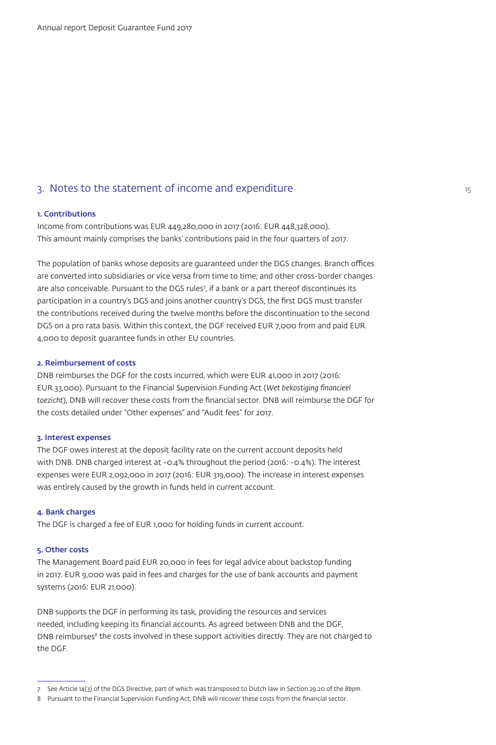## 3. Notes to the statement of income and expenditure

**1. Contributions**

Income from contributions was EUR 449,280,000 in 2017 (2016: EUR 448,328,000). This amount mainly comprises the banks' contributions paid in the four quarters of 2017.

The population of banks whose deposits are guaranteed under the DGS changes. Branch offices are converted into subsidiaries or vice versa from time to time, and other cross-border changes are also conceivable. Pursuant to the DGS rules[7], if a bank or a part thereof discontinues its participation in a country's DGS and joins another country's DGS, the first DGS must transfer the contributions received during the twelve months before the discontinuation to the second DGS on a pro rata basis. Within this context, the DGF received EUR 7,000 from and paid EUR 4,000 to deposit guarantee funds in other EU countries.

**2. Reimbursement of costs**

DNB reimburses the DGF for the costs incurred, which were EUR 41,000 in 2017 (2016: EUR 33,000). Pursuant to the Financial Supervision Funding Act (*Wet bekostiging financieel toezicht*), DNB will recover these costs from the financial sector. DNB will reimburse the DGF for the costs detailed under "Other expenses" and "Audit fees" for 2017.

**3. Interest expenses**

The DGF owes interest at the deposit facility rate on the current account deposits held with DNB. DNB charged interest at -0.4% throughout the period (2016: -0.4%). The interest expenses were EUR 2,092,000 in 2017 (2016: EUR 319,000). The increase in interest expenses was entirely caused by the growth in funds held in current account.

**4. Bank charges**

The DGF is charged a fee of EUR 1,000 for holding funds in current account.

**5. Other costs**

The Management Board paid EUR 20,000 in fees for legal advice about backstop funding in 2017. EUR 9,000 was paid in fees and charges for the use of bank accounts and payment systems (2016: EUR 21,000).

DNB supports the DGF in performing its task, providing the resources and services needed, including keeping its financial accounts. As agreed between DNB and the DGF, DNB reimburses[8] the costs involved in these support activities directly. They are not charged to the DGF.

---

7 See Article 14(3) of the DGS Directive, part of which was transposed to Dutch law in Section 29.20 of the *Bbpm*.

8 Pursuant to the Financial Supervision Funding Act, DNB will recover these costs from the financial sector.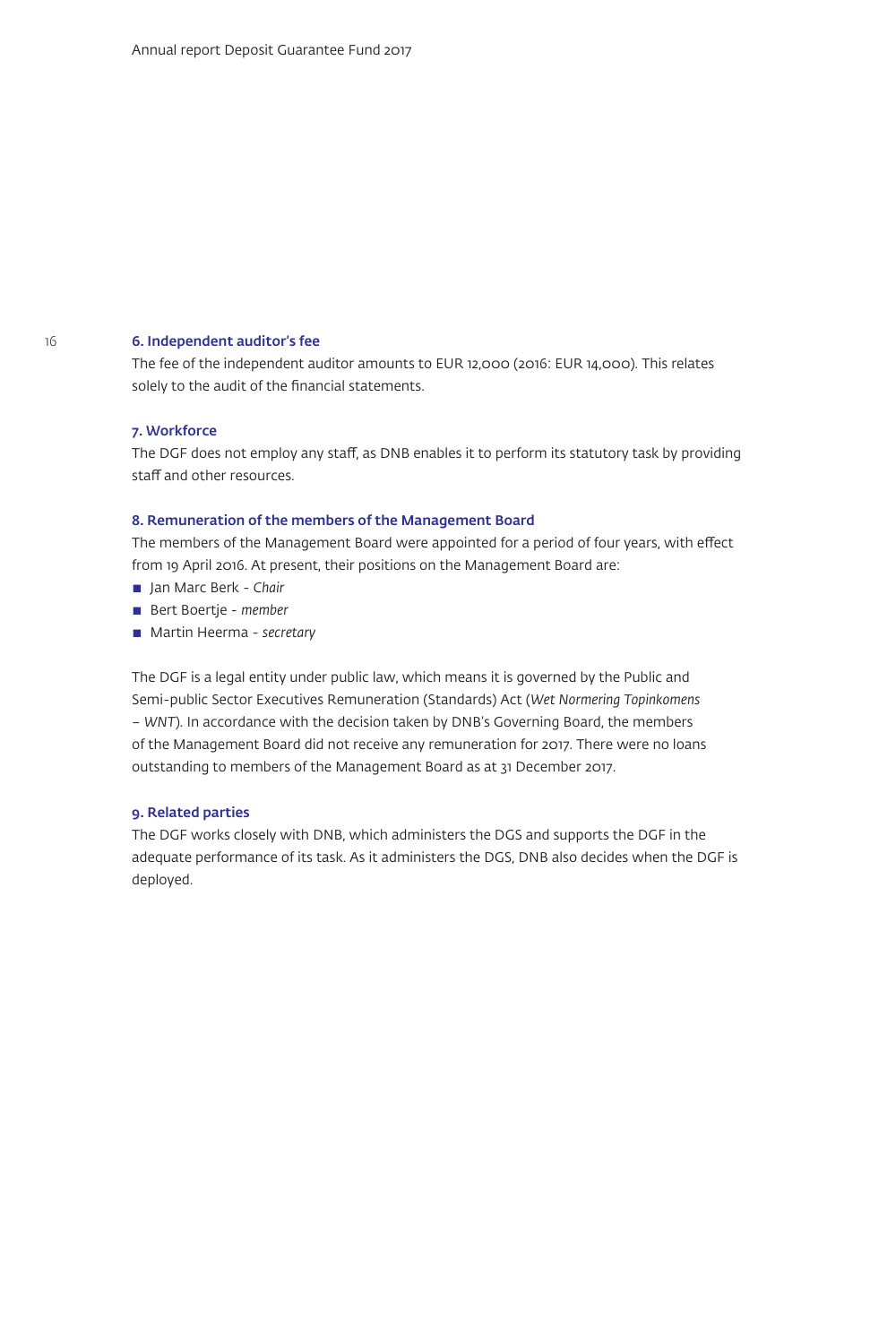### 6. Independent auditor's fee

The fee of the independent auditor amounts to EUR 12,000 (2016: EUR 14,000). This relates solely to the audit of the financial statements.

### 7. Workforce

The DGF does not employ any staff, as DNB enables it to perform its statutory task by providing staff and other resources.

### 8. Remuneration of the members of the Management Board

The members of the Management Board were appointed for a period of four years, with effect from 19 April 2016. At present, their positions on the Management Board are:

- Jan Marc Berk - *Chair*
- Bert Boertje - *member*
- Martin Heerma - *secretary*

The DGF is a legal entity under public law, which means it is governed by the Public and Semi-public Sector Executives Remuneration (Standards) Act (*Wet Normering Topinkomens – WNT*). In accordance with the decision taken by DNB's Governing Board, the members of the Management Board did not receive any remuneration for 2017. There were no loans outstanding to members of the Management Board as at 31 December 2017.

### 9. Related parties

The DGF works closely with DNB, which administers the DGS and supports the DGF in the adequate performance of its task. As it administers the DGS, DNB also decides when the DGF is deployed.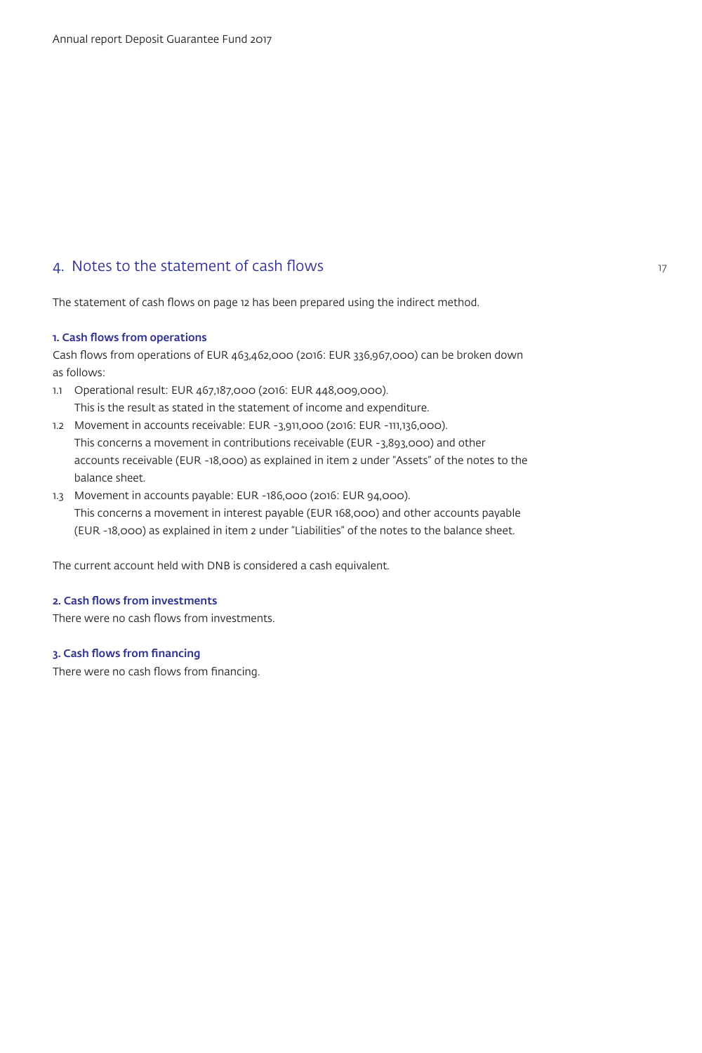## 4. Notes to the statement of cash flows

The statement of cash flows on page 12 has been prepared using the indirect method.

**1. Cash flows from operations**

Cash flows from operations of EUR 463,462,000 (2016: EUR 336,967,000) can be broken down as follows:

1.1 Operational result: EUR 467,187,000 (2016: EUR 448,009,000).
This is the result as stated in the statement of income and expenditure.

1.2 Movement in accounts receivable: EUR -3,911,000 (2016: EUR -111,136,000).
This concerns a movement in contributions receivable (EUR -3,893,000) and other accounts receivable (EUR -18,000) as explained in item 2 under "Assets" of the notes to the balance sheet.

1.3 Movement in accounts payable: EUR -186,000 (2016: EUR 94,000).
This concerns a movement in interest payable (EUR 168,000) and other accounts payable (EUR -18,000) as explained in item 2 under "Liabilities" of the notes to the balance sheet.

The current account held with DNB is considered a cash equivalent.

**2. Cash flows from investments**

There were no cash flows from investments.

**3. Cash flows from financing**

There were no cash flows from financing.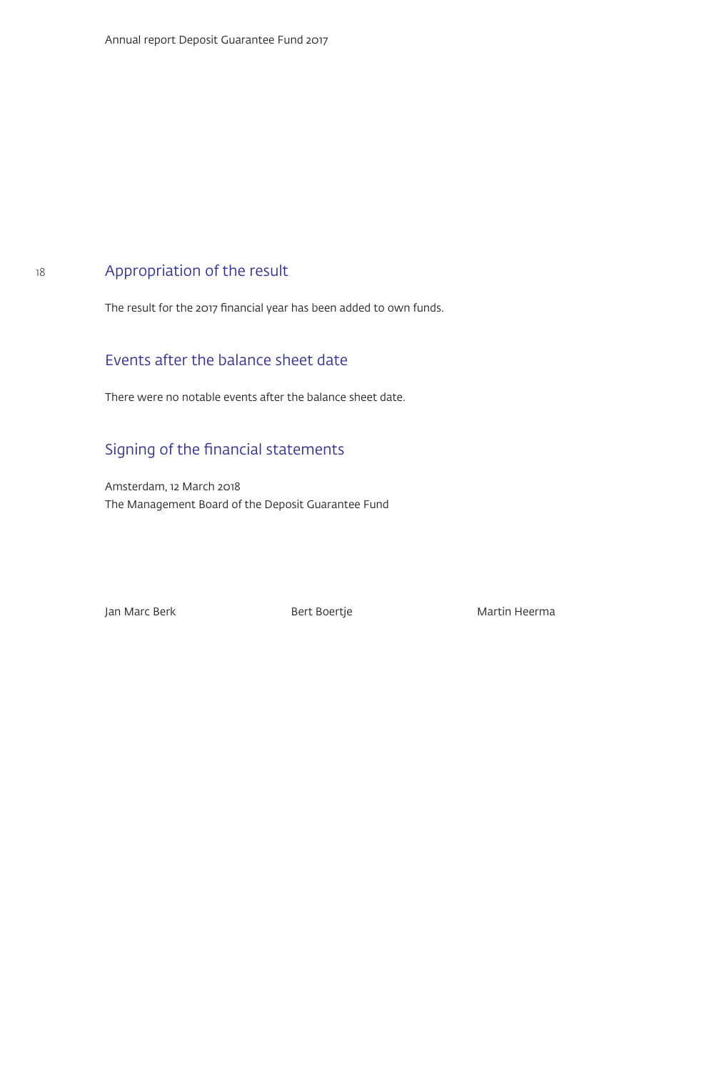## Appropriation of the result

The result for the 2017 financial year has been added to own funds.

## Events after the balance sheet date

There were no notable events after the balance sheet date.

## Signing of the financial statements

Amsterdam, 12 March 2018
The Management Board of the Deposit Guarantee Fund

Jan Marc Berk    Bert Boertje    Martin Heerma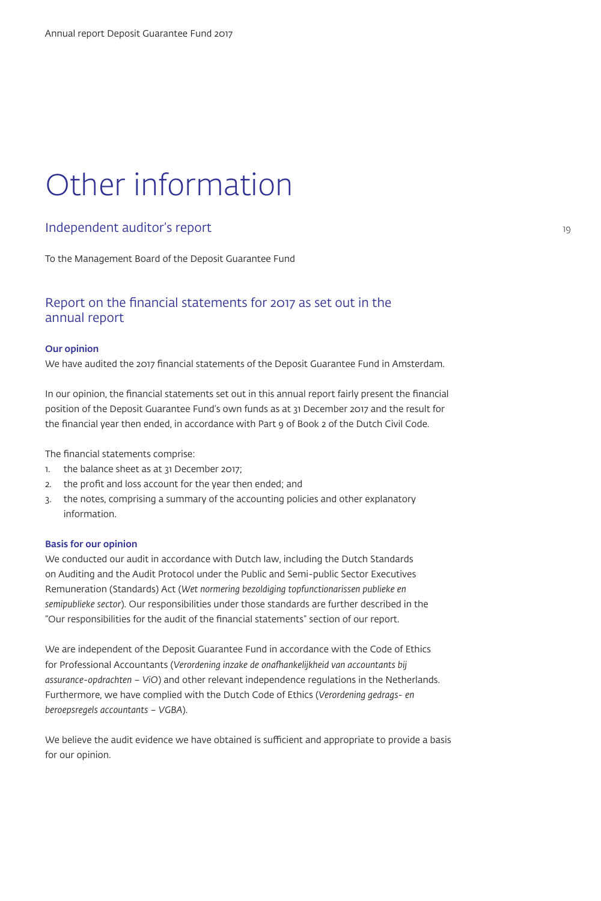# Other information

## Independent auditor's report

To the Management Board of the Deposit Guarantee Fund

### Report on the financial statements for 2017 as set out in the annual report

**Our opinion**

We have audited the 2017 financial statements of the Deposit Guarantee Fund in Amsterdam.

In our opinion, the financial statements set out in this annual report fairly present the financial position of the Deposit Guarantee Fund's own funds as at 31 December 2017 and the result for the financial year then ended, in accordance with Part 9 of Book 2 of the Dutch Civil Code.

The financial statements comprise:

1. the balance sheet as at 31 December 2017;
2. the profit and loss account for the year then ended; and
3. the notes, comprising a summary of the accounting policies and other explanatory information.

**Basis for our opinion**

We conducted our audit in accordance with Dutch law, including the Dutch Standards on Auditing and the Audit Protocol under the Public and Semi-public Sector Executives Remuneration (Standards) Act (*Wet normering bezoldiging topfunctionarissen publieke en semipublieke sector*). Our responsibilities under those standards are further described in the "Our responsibilities for the audit of the financial statements" section of our report.

We are independent of the Deposit Guarantee Fund in accordance with the Code of Ethics for Professional Accountants (*Verordening inzake de onafhankelijkheid van accountants bij assurance-opdrachten – ViO*) and other relevant independence regulations in the Netherlands. Furthermore, we have complied with the Dutch Code of Ethics (*Verordening gedrags- en beroepsregels accountants – VGBA*).

We believe the audit evidence we have obtained is sufficient and appropriate to provide a basis for our opinion.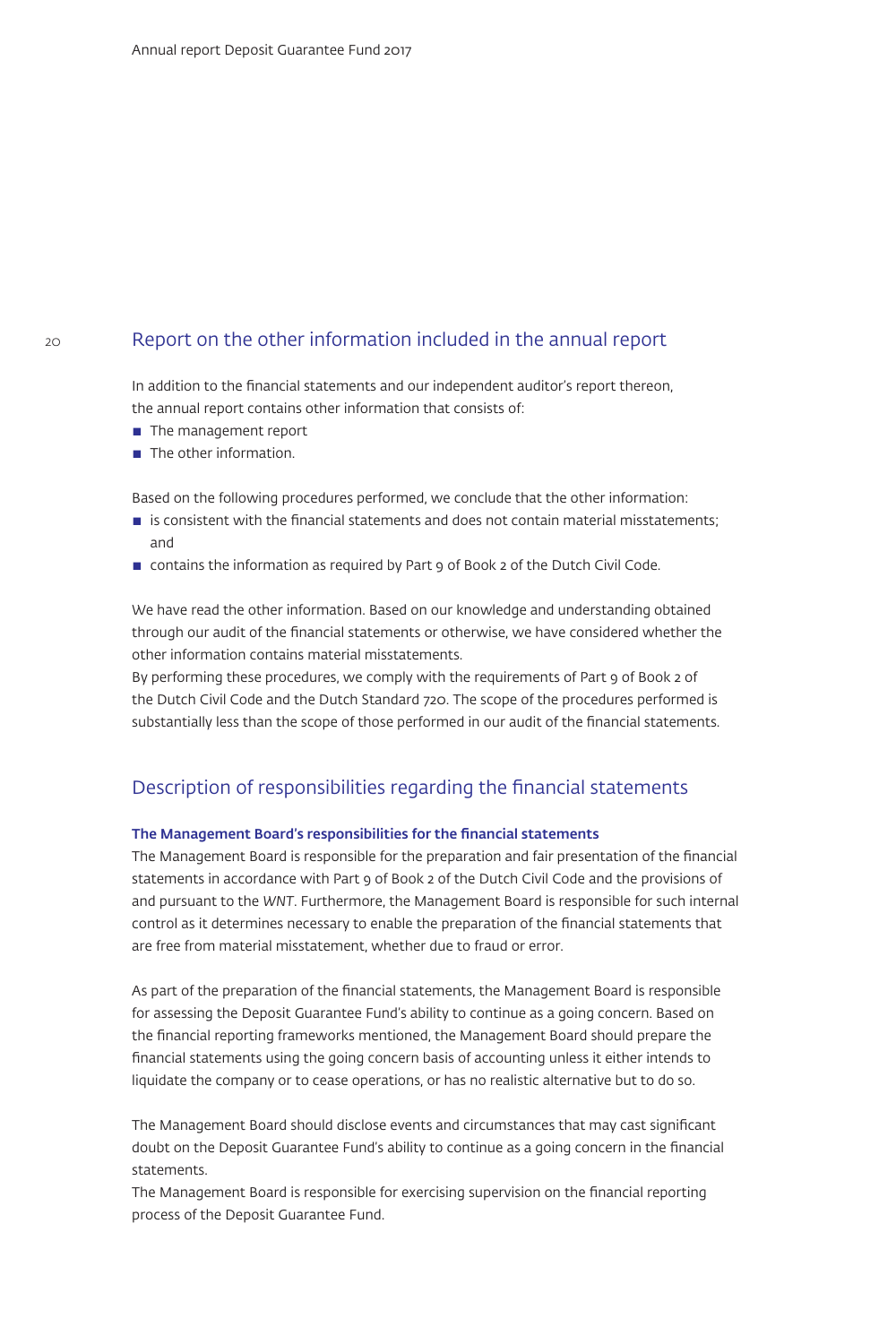## Report on the other information included in the annual report

In addition to the financial statements and our independent auditor's report thereon, the annual report contains other information that consists of:

- The management report
- The other information.

Based on the following procedures performed, we conclude that the other information:

- is consistent with the financial statements and does not contain material misstatements; and
- contains the information as required by Part 9 of Book 2 of the Dutch Civil Code.

We have read the other information. Based on our knowledge and understanding obtained through our audit of the financial statements or otherwise, we have considered whether the other information contains material misstatements.
By performing these procedures, we comply with the requirements of Part 9 of Book 2 of the Dutch Civil Code and the Dutch Standard 720. The scope of the procedures performed is substantially less than the scope of those performed in our audit of the financial statements.

## Description of responsibilities regarding the financial statements

**The Management Board's responsibilities for the financial statements**

The Management Board is responsible for the preparation and fair presentation of the financial statements in accordance with Part 9 of Book 2 of the Dutch Civil Code and the provisions of and pursuant to the *WNT*. Furthermore, the Management Board is responsible for such internal control as it determines necessary to enable the preparation of the financial statements that are free from material misstatement, whether due to fraud or error.

As part of the preparation of the financial statements, the Management Board is responsible for assessing the Deposit Guarantee Fund's ability to continue as a going concern. Based on the financial reporting frameworks mentioned, the Management Board should prepare the financial statements using the going concern basis of accounting unless it either intends to liquidate the company or to cease operations, or has no realistic alternative but to do so.

The Management Board should disclose events and circumstances that may cast significant doubt on the Deposit Guarantee Fund's ability to continue as a going concern in the financial statements.
The Management Board is responsible for exercising supervision on the financial reporting process of the Deposit Guarantee Fund.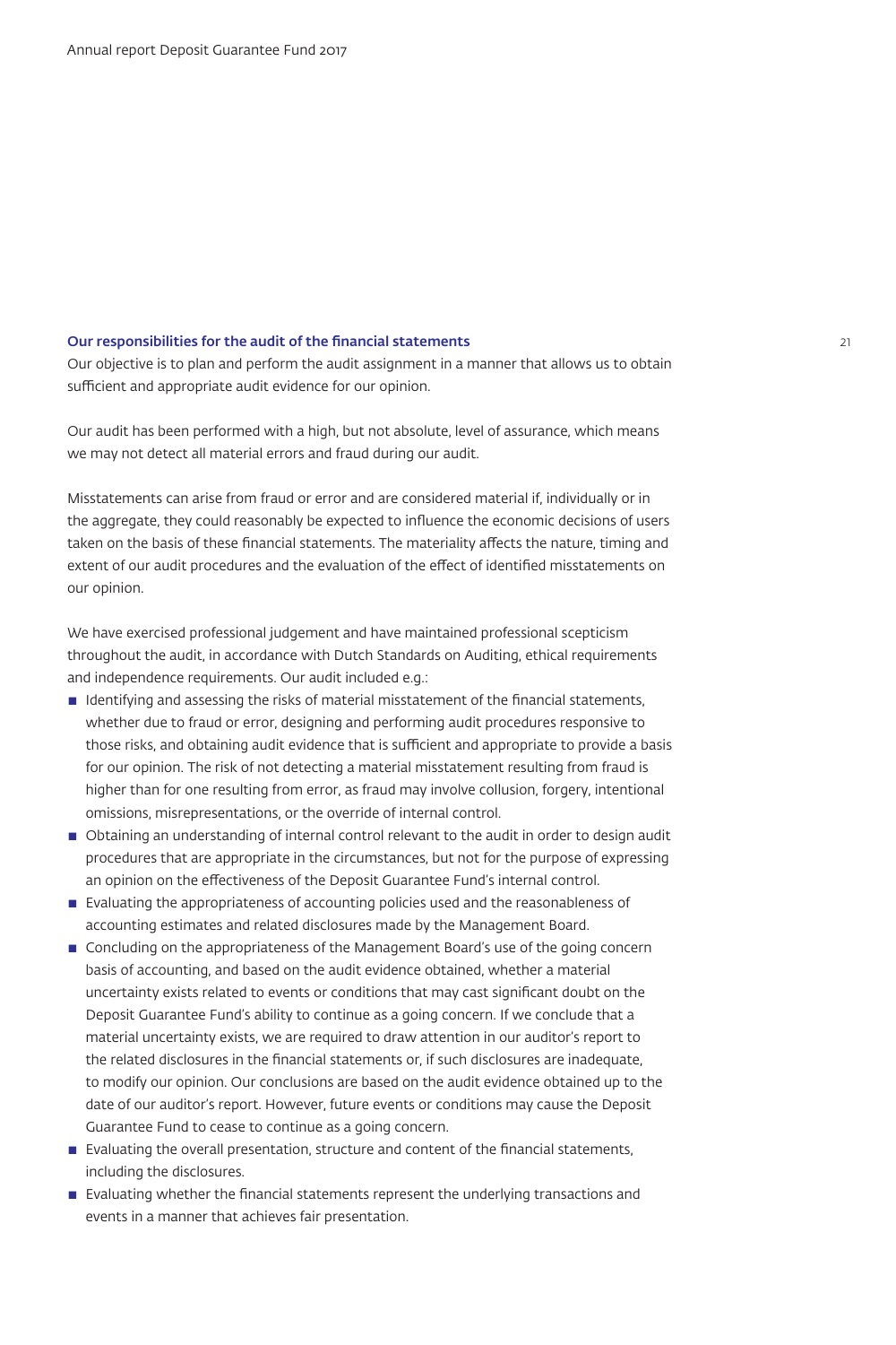### Our responsibilities for the audit of the financial statements

Our objective is to plan and perform the audit assignment in a manner that allows us to obtain sufficient and appropriate audit evidence for our opinion.

Our audit has been performed with a high, but not absolute, level of assurance, which means we may not detect all material errors and fraud during our audit.

Misstatements can arise from fraud or error and are considered material if, individually or in the aggregate, they could reasonably be expected to influence the economic decisions of users taken on the basis of these financial statements. The materiality affects the nature, timing and extent of our audit procedures and the evaluation of the effect of identified misstatements on our opinion.

We have exercised professional judgement and have maintained professional scepticism throughout the audit, in accordance with Dutch Standards on Auditing, ethical requirements and independence requirements. Our audit included e.g.:

- Identifying and assessing the risks of material misstatement of the financial statements, whether due to fraud or error, designing and performing audit procedures responsive to those risks, and obtaining audit evidence that is sufficient and appropriate to provide a basis for our opinion. The risk of not detecting a material misstatement resulting from fraud is higher than for one resulting from error, as fraud may involve collusion, forgery, intentional omissions, misrepresentations, or the override of internal control.
- Obtaining an understanding of internal control relevant to the audit in order to design audit procedures that are appropriate in the circumstances, but not for the purpose of expressing an opinion on the effectiveness of the Deposit Guarantee Fund's internal control.
- Evaluating the appropriateness of accounting policies used and the reasonableness of accounting estimates and related disclosures made by the Management Board.
- Concluding on the appropriateness of the Management Board's use of the going concern basis of accounting, and based on the audit evidence obtained, whether a material uncertainty exists related to events or conditions that may cast significant doubt on the Deposit Guarantee Fund's ability to continue as a going concern. If we conclude that a material uncertainty exists, we are required to draw attention in our auditor's report to the related disclosures in the financial statements or, if such disclosures are inadequate, to modify our opinion. Our conclusions are based on the audit evidence obtained up to the date of our auditor's report. However, future events or conditions may cause the Deposit Guarantee Fund to cease to continue as a going concern.
- Evaluating the overall presentation, structure and content of the financial statements, including the disclosures.
- Evaluating whether the financial statements represent the underlying transactions and events in a manner that achieves fair presentation.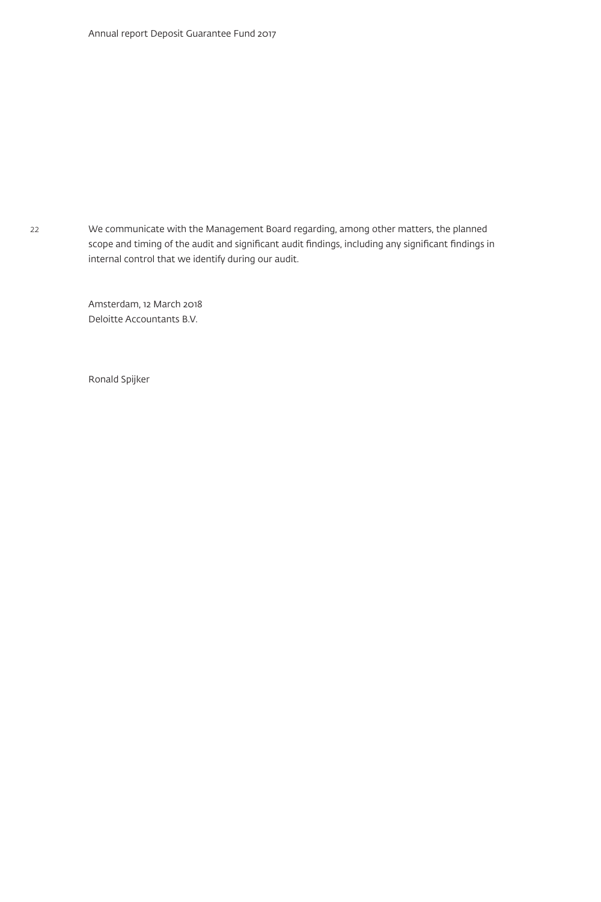We communicate with the Management Board regarding, among other matters, the planned scope and timing of the audit and significant audit findings, including any significant findings in internal control that we identify during our audit.

Amsterdam, 12 March 2018
Deloitte Accountants B.V.

Ronald Spijker